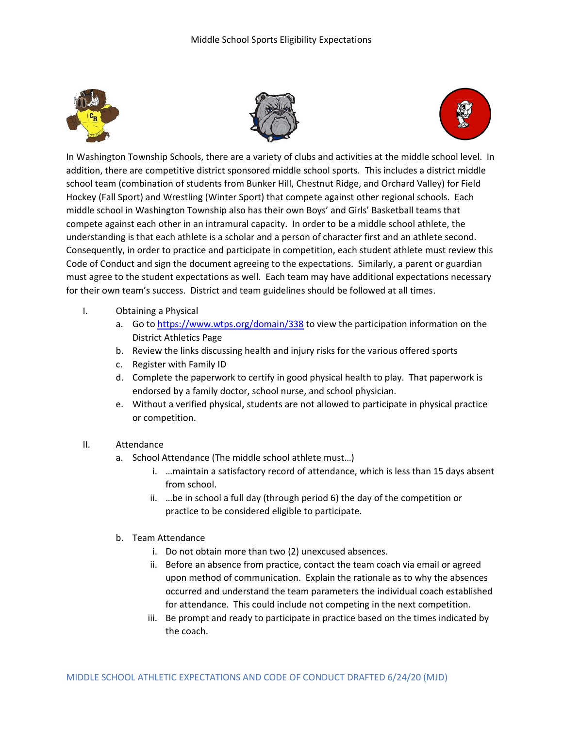# Middle School Sports Eligibility Expectations

In Washington Township Schools, there are a variety of clubs and activities at the middle school level. In addition, there are competitive district sponsored middle school sports. This includes a district middle school team (combination of students from Bunker Hill, Chestnut Ridge, and Orchard Valley) for Field Hockey (Fall Sport) and Wrestling (Winter Sport) that compete against other regional schools. Each middle school in Washington Township also has their own Boys' and Girls' Basketball teams that compete against each other in an intramural capacity. In order to be a middle school athlete, the understanding is that each athlete is a scholar and a person of character first and an athlete second. Consequently, in order to practice and participate in competition, each student athlete must review this Code of Conduct and sign the document agreeing to the expectations. Similarly, a parent or guardian must agree to the student expectations as well. Each team may have additional expectations necessary for their own team's success. District and team guidelines should be followed at all times.

I. Obtaining a Physical
   a. Go to [https://www.wtps.org/domain/338](https://www.wtps.org/domain/338) to view the participation information on the District Athletics Page
   b. Review the links discussing health and injury risks for the various offered sports
   c. Register with Family ID
   d. Complete the paperwork to certify in good physical health to play. That paperwork is endorsed by a family doctor, school nurse, and school physician.
   e. Without a verified physical, students are not allowed to participate in physical practice or competition.

II. Attendance
   a. School Attendance (The middle school athlete must…)
      i. …maintain a satisfactory record of attendance, which is less than 15 days absent from school.
      ii. …be in school a full day (through period 6) the day of the competition or practice to be considered eligible to participate.

   b. Team Attendance
      i. Do not obtain more than two (2) unexcused absences.
      ii. Before an absence from practice, contact the team coach via email or agreed upon method of communication. Explain the rationale as to why the absences occurred and understand the team parameters the individual coach established for attendance. This could include not competing in the next competition.
      iii. Be prompt and ready to participate in practice based on the times indicated by the coach.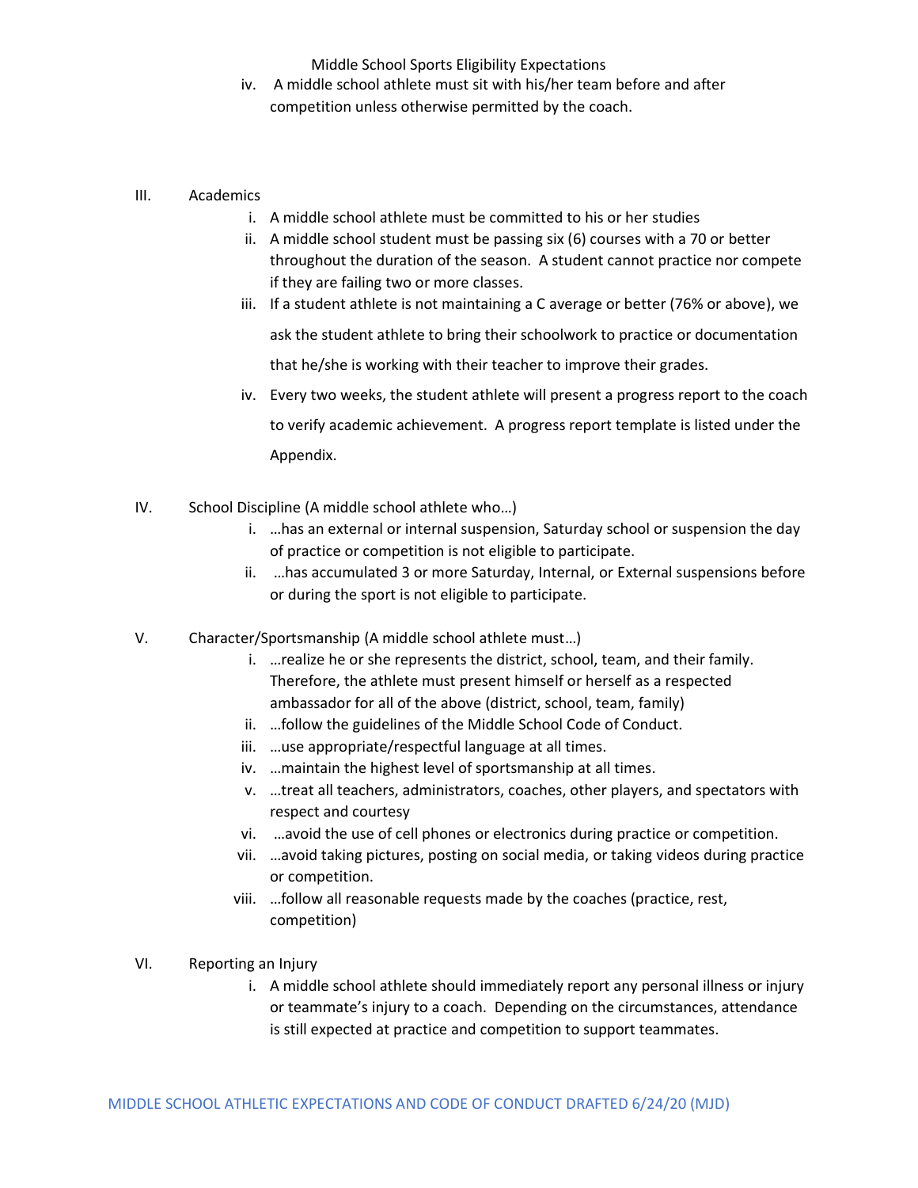iv. A middle school athlete must sit with his/her team before and after competition unless otherwise permitted by the coach.

III. Academics

i. A middle school athlete must be committed to his or her studies

ii. A middle school student must be passing six (6) courses with a 70 or better throughout the duration of the season. A student cannot practice nor compete if they are failing two or more classes.

iii. If a student athlete is not maintaining a C average or better (76% or above), we ask the student athlete to bring their schoolwork to practice or documentation that he/she is working with their teacher to improve their grades.

iv. Every two weeks, the student athlete will present a progress report to the coach to verify academic achievement. A progress report template is listed under the Appendix.

IV. School Discipline (A middle school athlete who…)

i. …has an external or internal suspension, Saturday school or suspension the day of practice or competition is not eligible to participate.

ii. …has accumulated 3 or more Saturday, Internal, or External suspensions before or during the sport is not eligible to participate.

V. Character/Sportsmanship (A middle school athlete must…)

i. …realize he or she represents the district, school, team, and their family. Therefore, the athlete must present himself or herself as a respected ambassador for all of the above (district, school, team, family)

ii. …follow the guidelines of the Middle School Code of Conduct.

iii. …use appropriate/respectful language at all times.

iv. …maintain the highest level of sportsmanship at all times.

v. …treat all teachers, administrators, coaches, other players, and spectators with respect and courtesy

vi. …avoid the use of cell phones or electronics during practice or competition.

vii. …avoid taking pictures, posting on social media, or taking videos during practice or competition.

viii. …follow all reasonable requests made by the coaches (practice, rest, competition)

VI. Reporting an Injury

i. A middle school athlete should immediately report any personal illness or injury or teammate's injury to a coach. Depending on the circumstances, attendance is still expected at practice and competition to support teammates.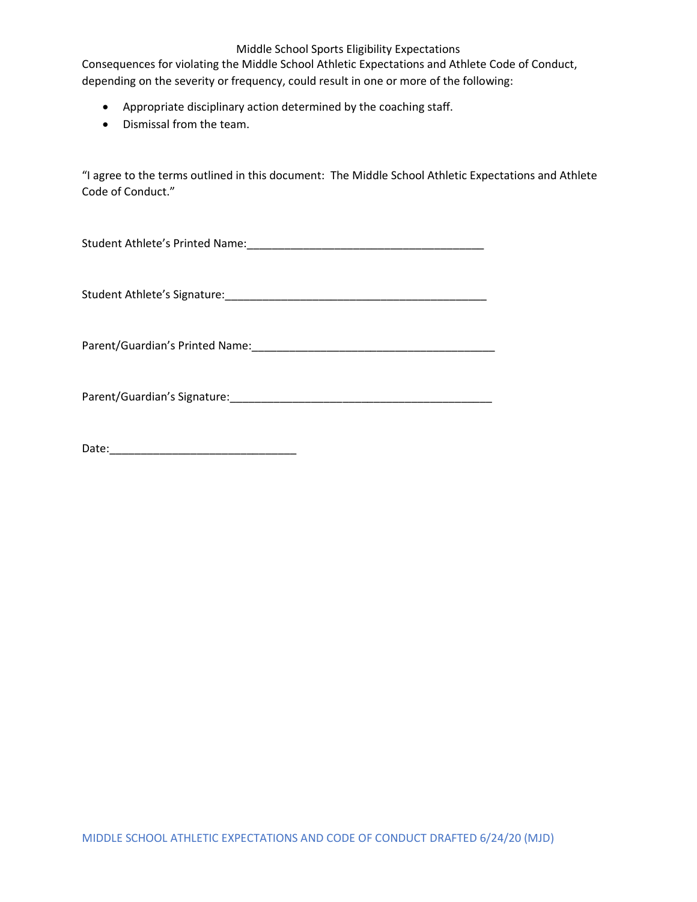Middle School Sports Eligibility Expectations

Consequences for violating the Middle School Athletic Expectations and Athlete Code of Conduct, depending on the severity or frequency, could result in one or more of the following:

- Appropriate disciplinary action determined by the coaching staff.
- Dismissal from the team.

"I agree to the terms outlined in this document: The Middle School Athletic Expectations and Athlete Code of Conduct."

Student Athlete's Printed Name:_______________________________________

Student Athlete's Signature:___________________________________________

Parent/Guardian's Printed Name:_______________________________________

Parent/Guardian's Signature:___________________________________________

Date:______________________________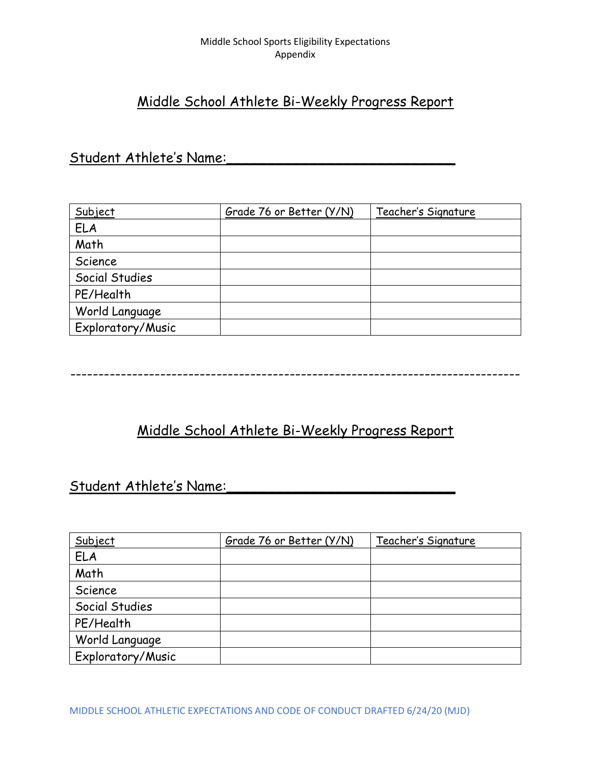Middle School Sports Eligibility Expectations
Appendix

## Middle School Athlete Bi-Weekly Progress Report

Student Athlete's Name:___________________________

| Subject | Grade 76 or Better (Y/N) | Teacher's Signature |
|---|---|---|
| ELA | | |
| Math | | |
| Science | | |
| Social Studies | | |
| PE/Health | | |
| World Language | | |
| Exploratory/Music | | |

-------------------------------------------------------------------------------

## Middle School Athlete Bi-Weekly Progress Report

Student Athlete's Name:___________________________

| Subject | Grade 76 or Better (Y/N) | Teacher's Signature |
|---|---|---|
| ELA | | |
| Math | | |
| Science | | |
| Social Studies | | |
| PE/Health | | |
| World Language | | |
| Exploratory/Music | | |